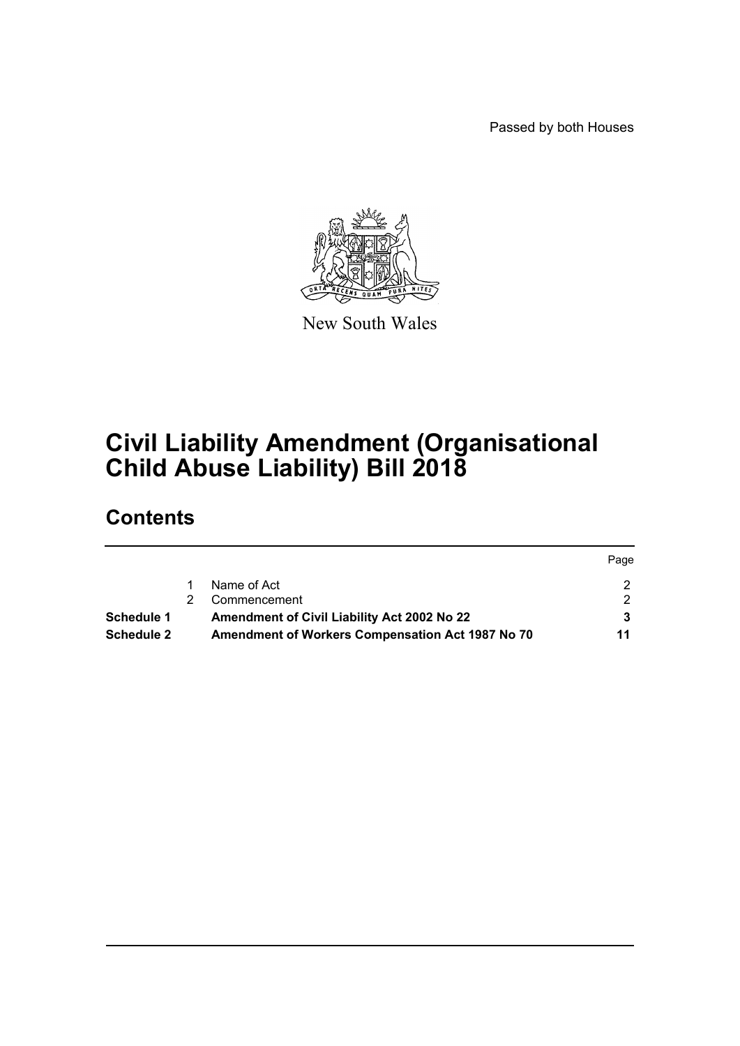Passed by both Houses

New South Wales

# Civil Liability Amendment (Organisational Child Abuse Liability) Bill 2018

## Contents

| | | | Page |
|---|---|---|---|
| | 1 | Name of Act | 2 |
| | 2 | Commencement | 2 |
| **Schedule 1** | | **Amendment of Civil Liability Act 2002 No 22** | **3** |
| **Schedule 2** | | **Amendment of Workers Compensation Act 1987 No 70** | **11** |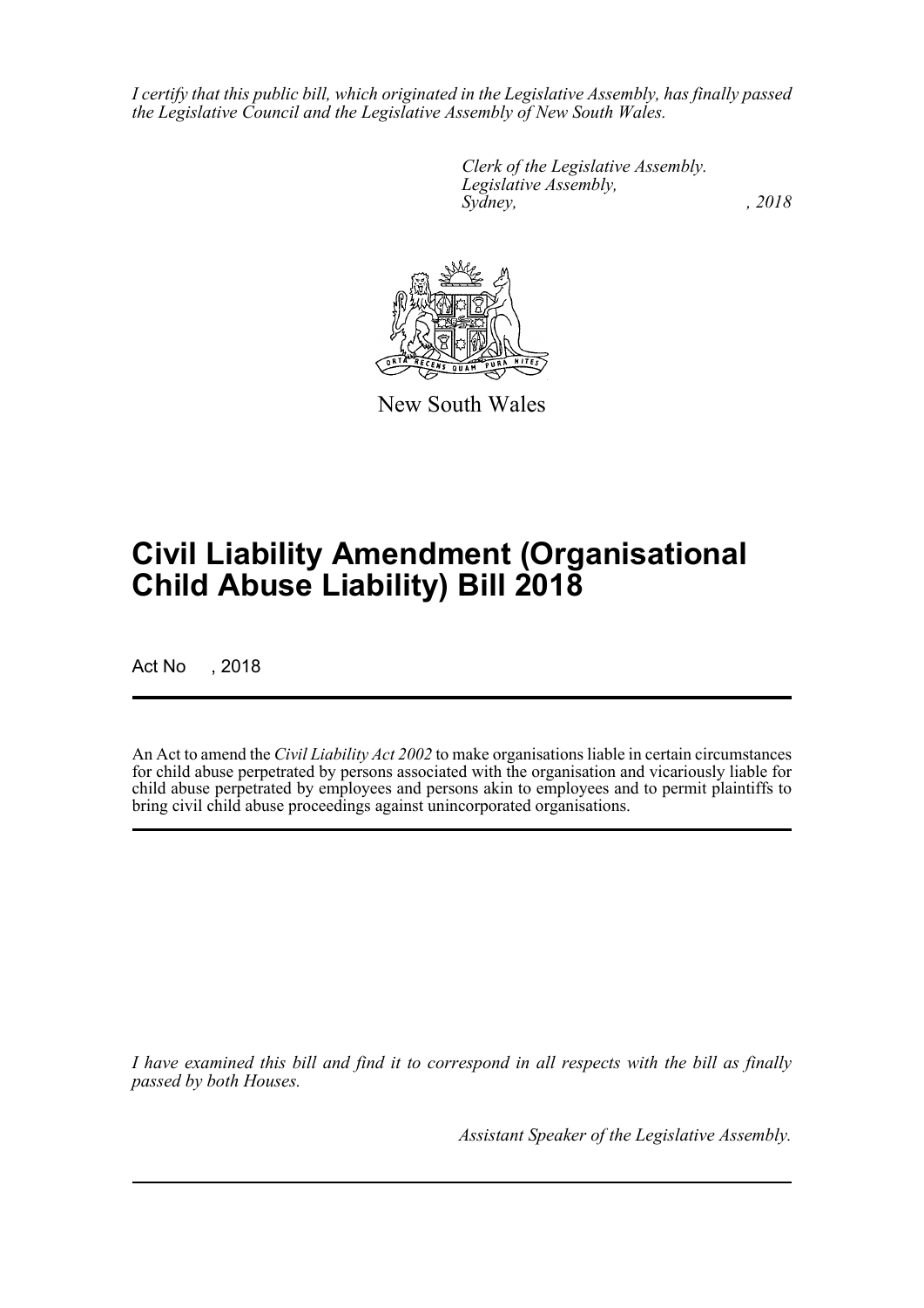*I certify that this public bill, which originated in the Legislative Assembly, has finally passed the Legislative Council and the Legislative Assembly of New South Wales.*

*Clerk of the Legislative Assembly.*
*Legislative Assembly,*
*Sydney, , 2018*

New South Wales

# Civil Liability Amendment (Organisational Child Abuse Liability) Bill 2018

Act No , 2018

An Act to amend the *Civil Liability Act 2002* to make organisations liable in certain circumstances for child abuse perpetrated by persons associated with the organisation and vicariously liable for child abuse perpetrated by employees and persons akin to employees and to permit plaintiffs to bring civil child abuse proceedings against unincorporated organisations.

*I have examined this bill and find it to correspond in all respects with the bill as finally passed by both Houses.*

*Assistant Speaker of the Legislative Assembly.*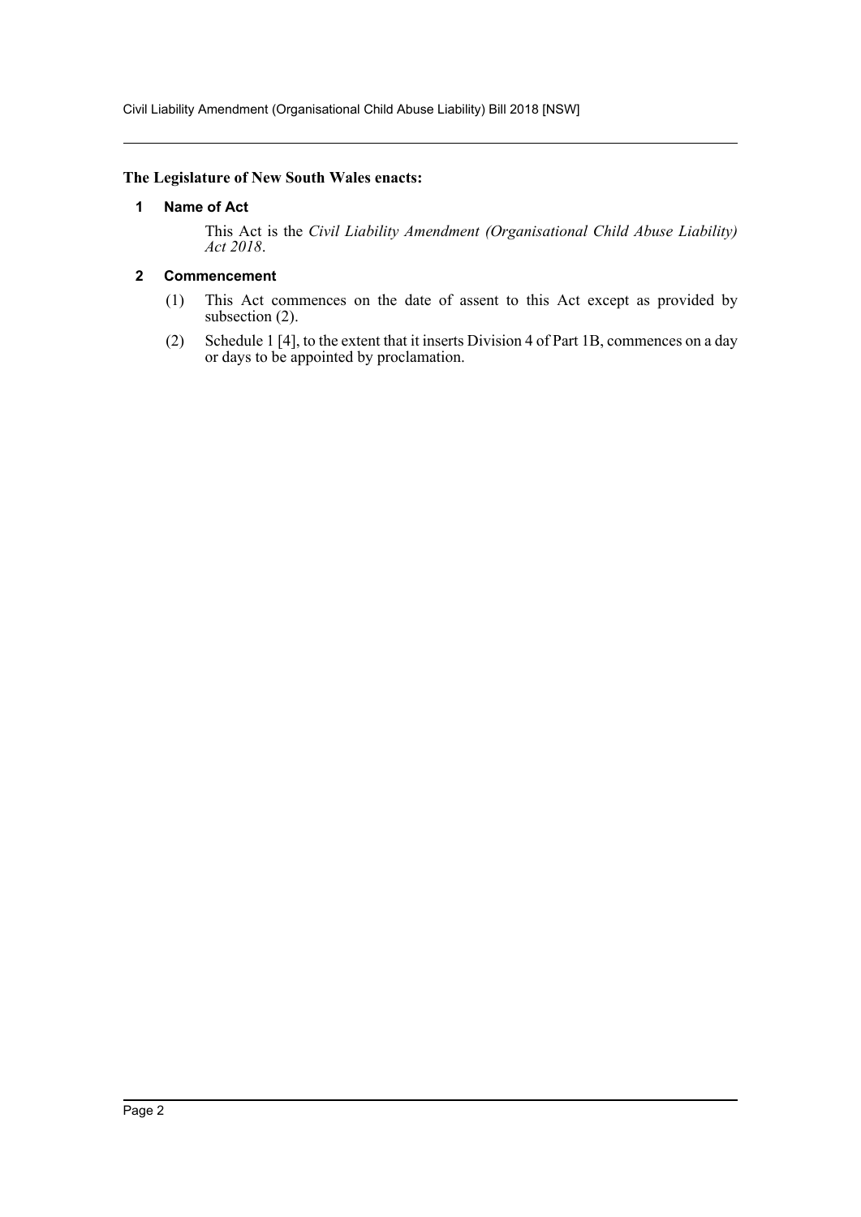**The Legislature of New South Wales enacts:**

## 1 Name of Act

This Act is the *Civil Liability Amendment (Organisational Child Abuse Liability) Act 2018*.

## 2 Commencement

(1) This Act commences on the date of assent to this Act except as provided by subsection (2).

(2) Schedule 1 [4], to the extent that it inserts Division 4 of Part 1B, commences on a day or days to be appointed by proclamation.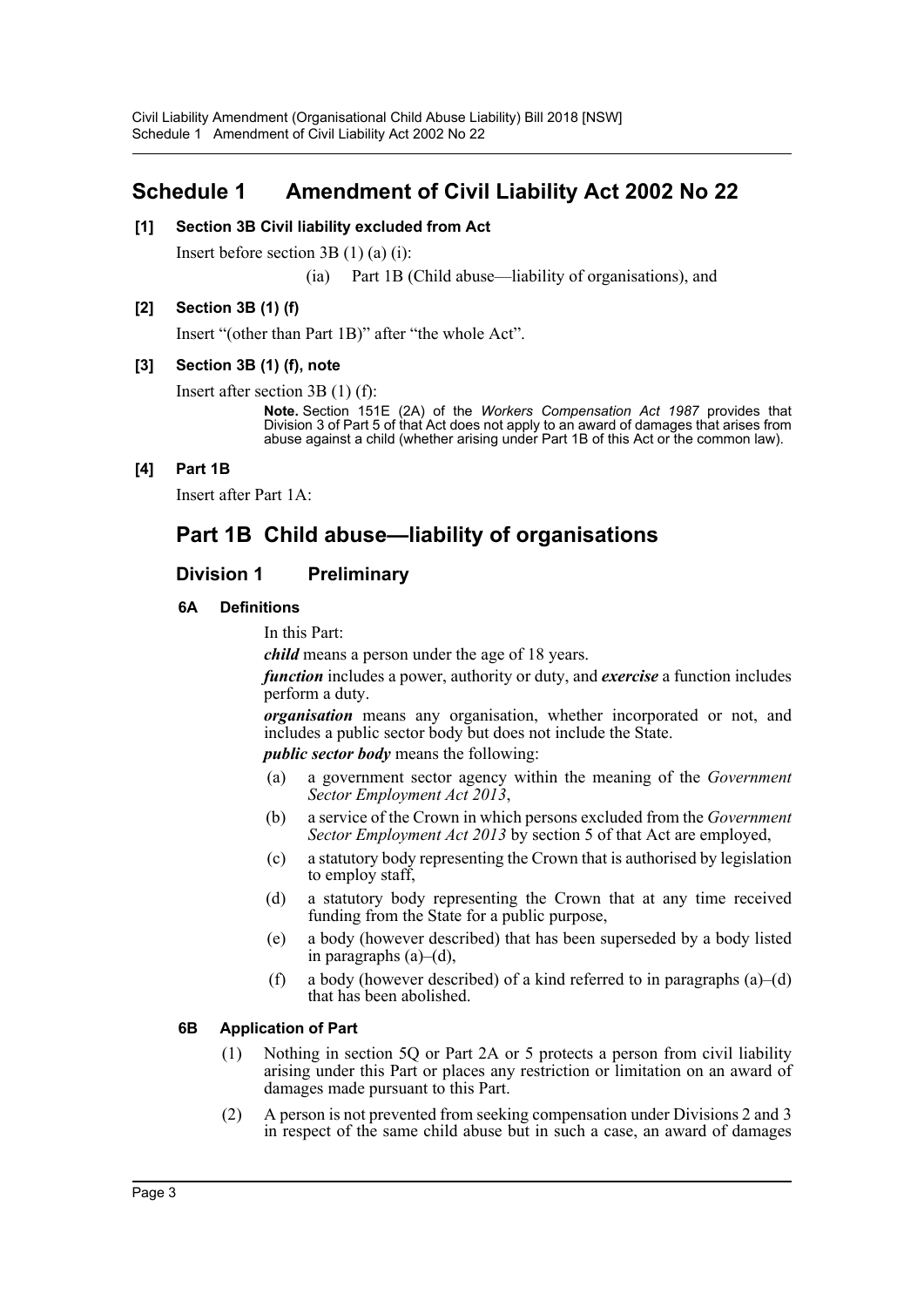# Schedule 1 Amendment of Civil Liability Act 2002 No 22

**[1] Section 3B Civil liability excluded from Act**

Insert before section 3B (1) (a) (i):

(ia) Part 1B (Child abuse—liability of organisations), and

**[2] Section 3B (1) (f)**

Insert "(other than Part 1B)" after "the whole Act".

**[3] Section 3B (1) (f), note**

Insert after section 3B (1) (f):

**Note.** Section 151E (2A) of the *Workers Compensation Act 1987* provides that Division 3 of Part 5 of that Act does not apply to an award of damages that arises from abuse against a child (whether arising under Part 1B of this Act or the common law).

**[4] Part 1B**

Insert after Part 1A:

## Part 1B Child abuse—liability of organisations

### Division 1 Preliminary

#### 6A Definitions

In this Part:

***child*** means a person under the age of 18 years.

***function*** includes a power, authority or duty, and ***exercise*** a function includes perform a duty.

***organisation*** means any organisation, whether incorporated or not, and includes a public sector body but does not include the State.

***public sector body*** means the following:

(a) a government sector agency within the meaning of the *Government Sector Employment Act 2013*,

(b) a service of the Crown in which persons excluded from the *Government Sector Employment Act 2013* by section 5 of that Act are employed,

(c) a statutory body representing the Crown that is authorised by legislation to employ staff,

(d) a statutory body representing the Crown that at any time received funding from the State for a public purpose,

(e) a body (however described) that has been superseded by a body listed in paragraphs (a)–(d),

(f) a body (however described) of a kind referred to in paragraphs (a)–(d) that has been abolished.

#### 6B Application of Part

(1) Nothing in section 5Q or Part 2A or 5 protects a person from civil liability arising under this Part or places any restriction or limitation on an award of damages made pursuant to this Part.

(2) A person is not prevented from seeking compensation under Divisions 2 and 3 in respect of the same child abuse but in such a case, an award of damages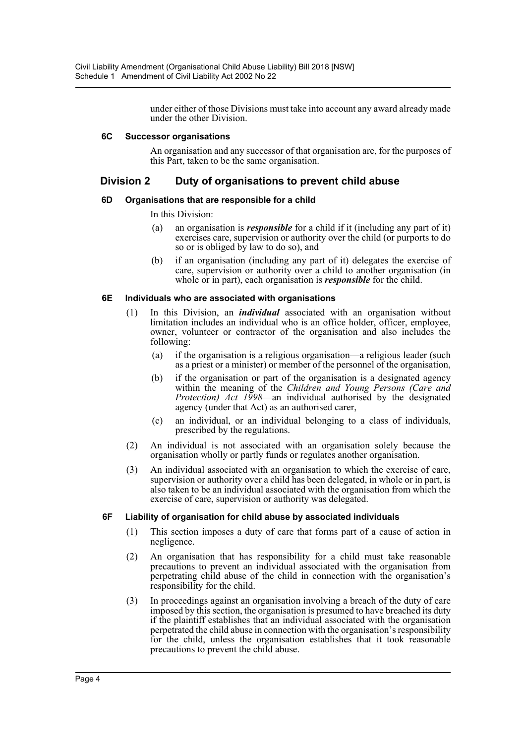under either of those Divisions must take into account any award already made under the other Division.

#### 6C Successor organisations

An organisation and any successor of that organisation are, for the purposes of this Part, taken to be the same organisation.

### Division 2 Duty of organisations to prevent child abuse

#### 6D Organisations that are responsible for a child

In this Division:

(a) an organisation is ***responsible*** for a child if it (including any part of it) exercises care, supervision or authority over the child (or purports to do so or is obliged by law to do so), and

(b) if an organisation (including any part of it) delegates the exercise of care, supervision or authority over a child to another organisation (in whole or in part), each organisation is ***responsible*** for the child.

#### 6E Individuals who are associated with organisations

(1) In this Division, an ***individual*** associated with an organisation without limitation includes an individual who is an office holder, officer, employee, owner, volunteer or contractor of the organisation and also includes the following:

(a) if the organisation is a religious organisation—a religious leader (such as a priest or a minister) or member of the personnel of the organisation,

(b) if the organisation or part of the organisation is a designated agency within the meaning of the *Children and Young Persons (Care and Protection) Act 1998*—an individual authorised by the designated agency (under that Act) as an authorised carer,

(c) an individual, or an individual belonging to a class of individuals, prescribed by the regulations.

(2) An individual is not associated with an organisation solely because the organisation wholly or partly funds or regulates another organisation.

(3) An individual associated with an organisation to which the exercise of care, supervision or authority over a child has been delegated, in whole or in part, is also taken to be an individual associated with the organisation from which the exercise of care, supervision or authority was delegated.

#### 6F Liability of organisation for child abuse by associated individuals

(1) This section imposes a duty of care that forms part of a cause of action in negligence.

(2) An organisation that has responsibility for a child must take reasonable precautions to prevent an individual associated with the organisation from perpetrating child abuse of the child in connection with the organisation's responsibility for the child.

(3) In proceedings against an organisation involving a breach of the duty of care imposed by this section, the organisation is presumed to have breached its duty if the plaintiff establishes that an individual associated with the organisation perpetrated the child abuse in connection with the organisation's responsibility for the child, unless the organisation establishes that it took reasonable precautions to prevent the child abuse.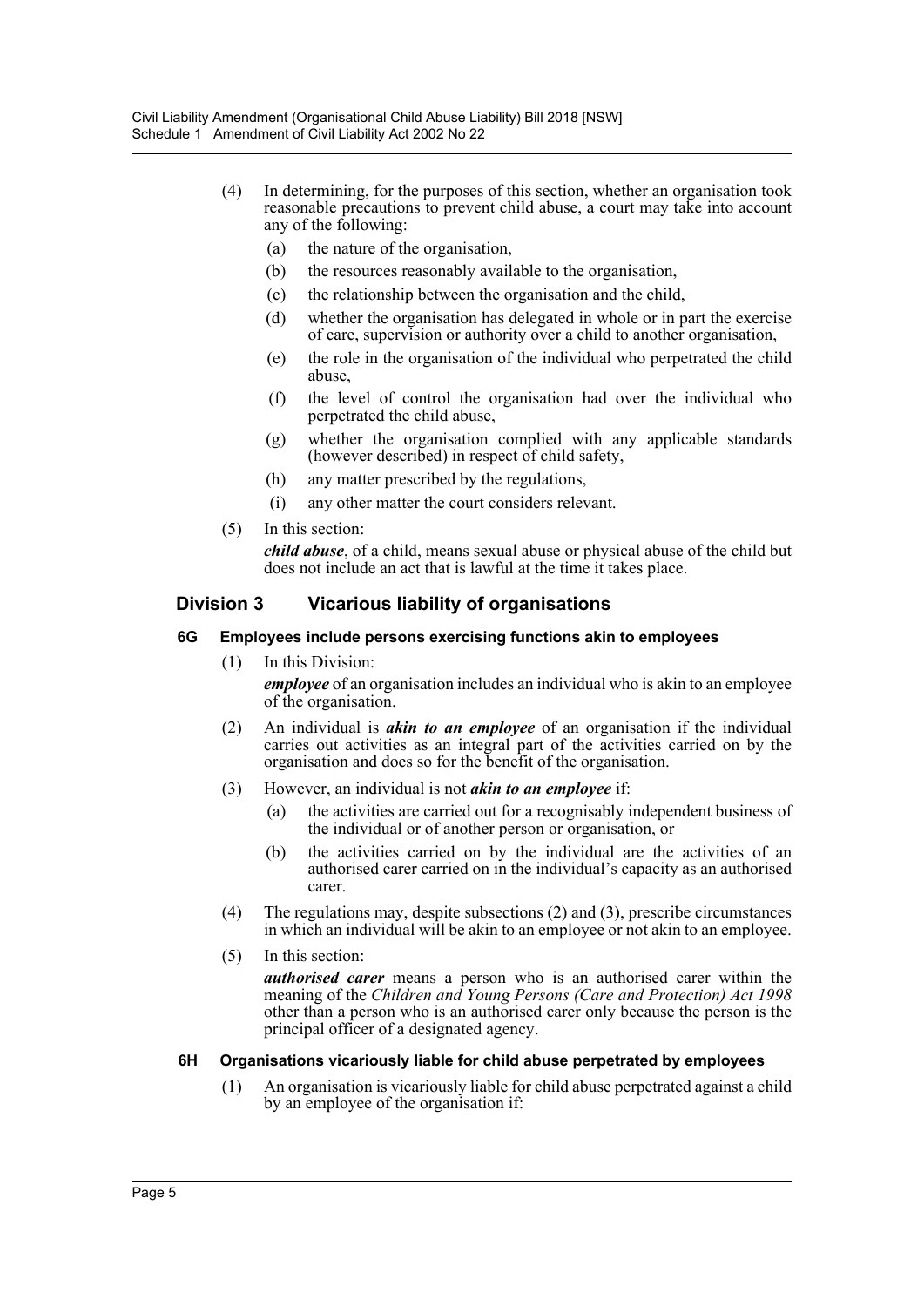(4) In determining, for the purposes of this section, whether an organisation took reasonable precautions to prevent child abuse, a court may take into account any of the following:

  (a) the nature of the organisation,

  (b) the resources reasonably available to the organisation,

  (c) the relationship between the organisation and the child,

  (d) whether the organisation has delegated in whole or in part the exercise of care, supervision or authority over a child to another organisation,

  (e) the role in the organisation of the individual who perpetrated the child abuse,

  (f) the level of control the organisation had over the individual who perpetrated the child abuse,

  (g) whether the organisation complied with any applicable standards (however described) in respect of child safety,

  (h) any matter prescribed by the regulations,

  (i) any other matter the court considers relevant.

(5) In this section:

***child abuse***, of a child, means sexual abuse or physical abuse of the child but does not include an act that is lawful at the time it takes place.

## Division 3 Vicarious liability of organisations

### 6G Employees include persons exercising functions akin to employees

(1) In this Division:

***employee*** of an organisation includes an individual who is akin to an employee of the organisation.

(2) An individual is ***akin to an employee*** of an organisation if the individual carries out activities as an integral part of the activities carried on by the organisation and does so for the benefit of the organisation.

(3) However, an individual is not ***akin to an employee*** if:

  (a) the activities are carried out for a recognisably independent business of the individual or of another person or organisation, or

  (b) the activities carried on by the individual are the activities of an authorised carer carried on in the individual's capacity as an authorised carer.

(4) The regulations may, despite subsections (2) and (3), prescribe circumstances in which an individual will be akin to an employee or not akin to an employee.

(5) In this section:

***authorised carer*** means a person who is an authorised carer within the meaning of the *Children and Young Persons (Care and Protection) Act 1998* other than a person who is an authorised carer only because the person is the principal officer of a designated agency.

### 6H Organisations vicariously liable for child abuse perpetrated by employees

(1) An organisation is vicariously liable for child abuse perpetrated against a child by an employee of the organisation if: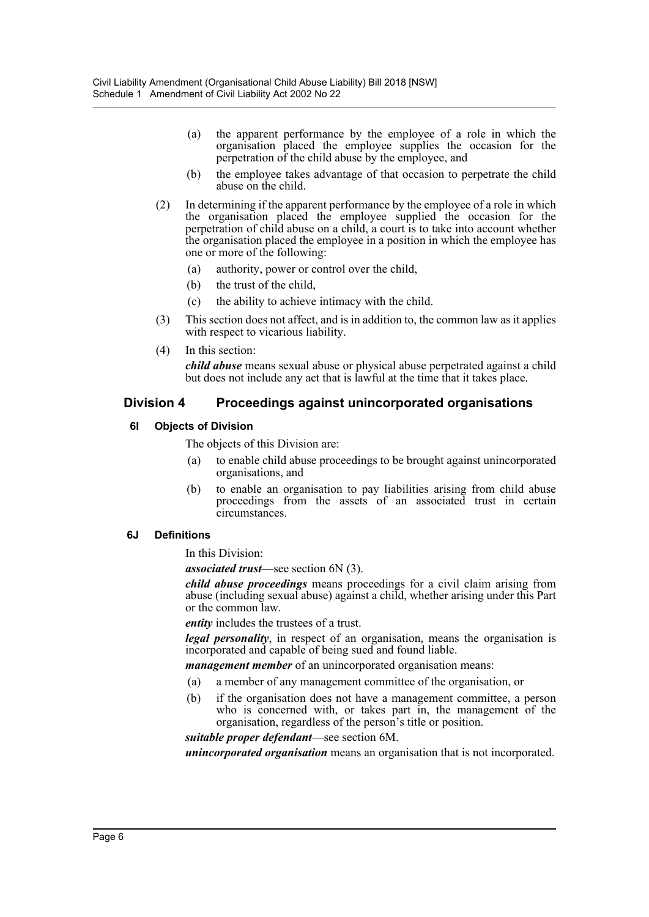(a) the apparent performance by the employee of a role in which the organisation placed the employee supplies the occasion for the perpetration of the child abuse by the employee, and

(b) the employee takes advantage of that occasion to perpetrate the child abuse on the child.

(2) In determining if the apparent performance by the employee of a role in which the organisation placed the employee supplied the occasion for the perpetration of child abuse on a child, a court is to take into account whether the organisation placed the employee in a position in which the employee has one or more of the following:

(a) authority, power or control over the child,

(b) the trust of the child,

(c) the ability to achieve intimacy with the child.

(3) This section does not affect, and is in addition to, the common law as it applies with respect to vicarious liability.

(4) In this section:

***child abuse*** means sexual abuse or physical abuse perpetrated against a child but does not include any act that is lawful at the time that it takes place.

## Division 4 Proceedings against unincorporated organisations

### 6I Objects of Division

The objects of this Division are:

(a) to enable child abuse proceedings to be brought against unincorporated organisations, and

(b) to enable an organisation to pay liabilities arising from child abuse proceedings from the assets of an associated trust in certain circumstances.

### 6J Definitions

In this Division:

***associated trust***—see section 6N (3).

***child abuse proceedings*** means proceedings for a civil claim arising from abuse (including sexual abuse) against a child, whether arising under this Part or the common law.

***entity*** includes the trustees of a trust.

***legal personality***, in respect of an organisation, means the organisation is incorporated and capable of being sued and found liable.

***management member*** of an unincorporated organisation means:

(a) a member of any management committee of the organisation, or

(b) if the organisation does not have a management committee, a person who is concerned with, or takes part in, the management of the organisation, regardless of the person's title or position.

***suitable proper defendant***—see section 6M.

***unincorporated organisation*** means an organisation that is not incorporated.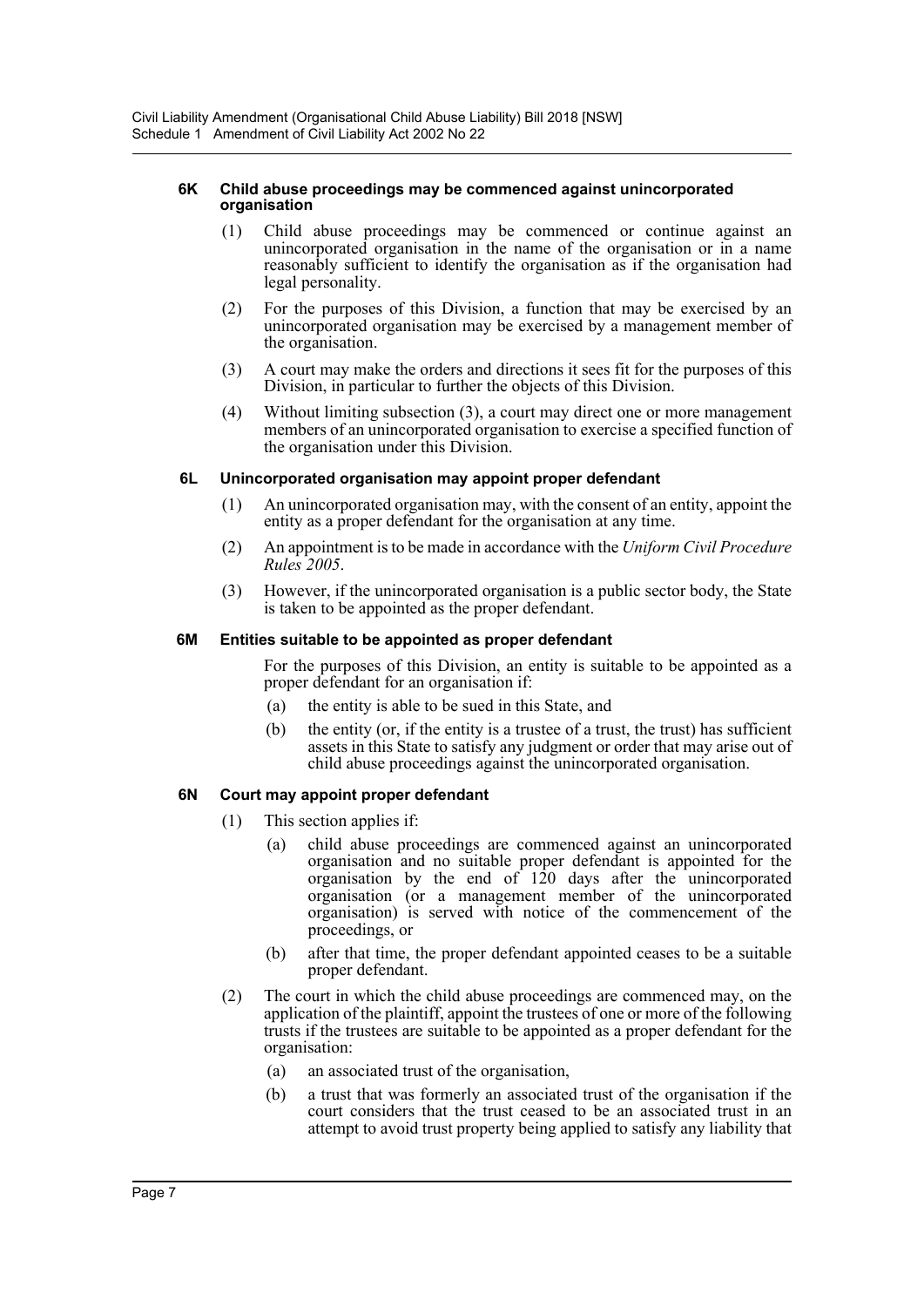#### 6K Child abuse proceedings may be commenced against unincorporated organisation

(1) Child abuse proceedings may be commenced or continue against an unincorporated organisation in the name of the organisation or in a name reasonably sufficient to identify the organisation as if the organisation had legal personality.

(2) For the purposes of this Division, a function that may be exercised by an unincorporated organisation may be exercised by a management member of the organisation.

(3) A court may make the orders and directions it sees fit for the purposes of this Division, in particular to further the objects of this Division.

(4) Without limiting subsection (3), a court may direct one or more management members of an unincorporated organisation to exercise a specified function of the organisation under this Division.

#### 6L Unincorporated organisation may appoint proper defendant

(1) An unincorporated organisation may, with the consent of an entity, appoint the entity as a proper defendant for the organisation at any time.

(2) An appointment is to be made in accordance with the *Uniform Civil Procedure Rules 2005*.

(3) However, if the unincorporated organisation is a public sector body, the State is taken to be appointed as the proper defendant.

#### 6M Entities suitable to be appointed as proper defendant

For the purposes of this Division, an entity is suitable to be appointed as a proper defendant for an organisation if:

(a) the entity is able to be sued in this State, and

(b) the entity (or, if the entity is a trustee of a trust, the trust) has sufficient assets in this State to satisfy any judgment or order that may arise out of child abuse proceedings against the unincorporated organisation.

#### 6N Court may appoint proper defendant

(1) This section applies if:

(a) child abuse proceedings are commenced against an unincorporated organisation and no suitable proper defendant is appointed for the organisation by the end of 120 days after the unincorporated organisation (or a management member of the unincorporated organisation) is served with notice of the commencement of the proceedings, or

(b) after that time, the proper defendant appointed ceases to be a suitable proper defendant.

(2) The court in which the child abuse proceedings are commenced may, on the application of the plaintiff, appoint the trustees of one or more of the following trusts if the trustees are suitable to be appointed as a proper defendant for the organisation:

(a) an associated trust of the organisation,

(b) a trust that was formerly an associated trust of the organisation if the court considers that the trust ceased to be an associated trust in an attempt to avoid trust property being applied to satisfy any liability that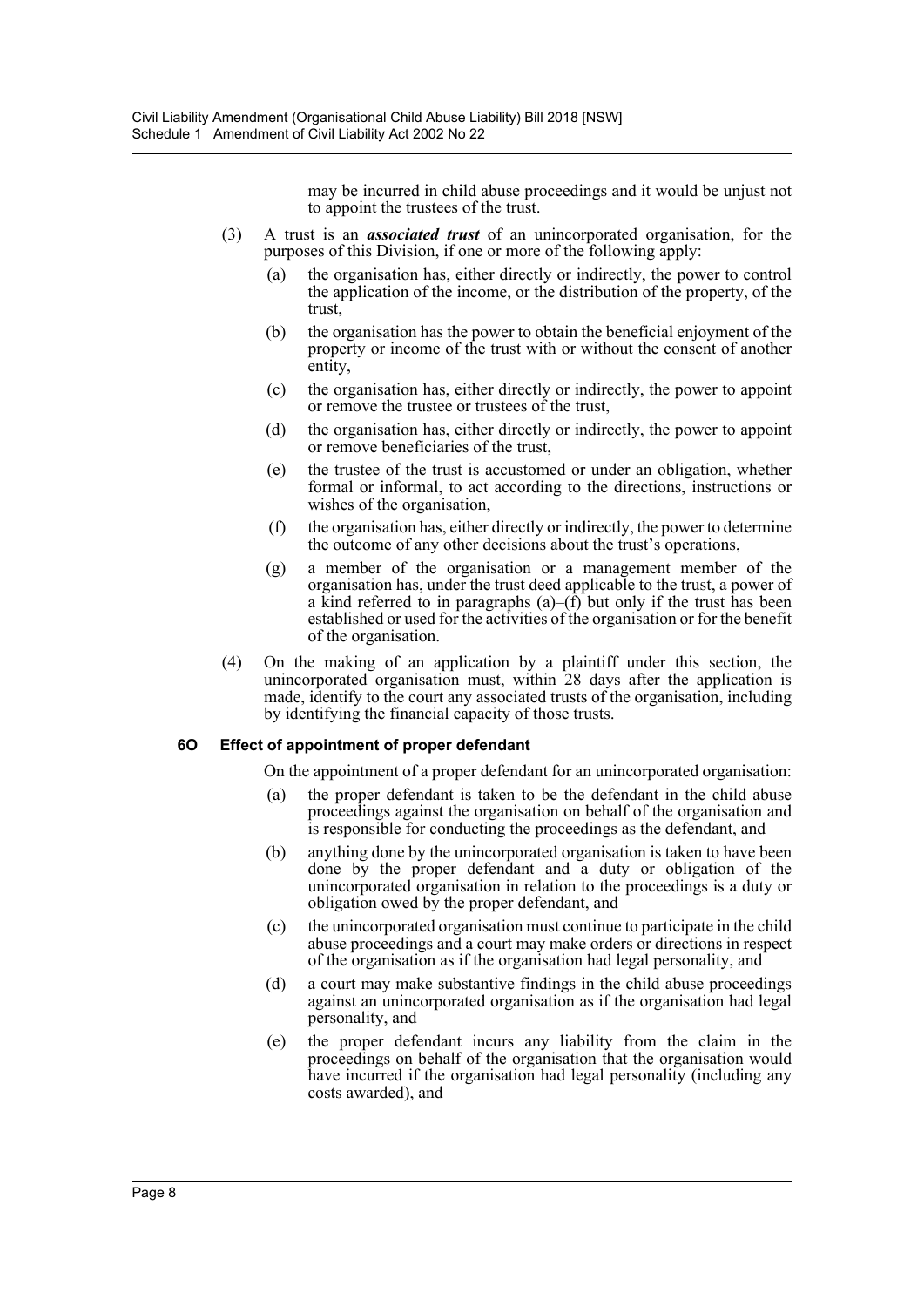may be incurred in child abuse proceedings and it would be unjust not to appoint the trustees of the trust.

(3) A trust is an ***associated trust*** of an unincorporated organisation, for the purposes of this Division, if one or more of the following apply:

- (a) the organisation has, either directly or indirectly, the power to control the application of the income, or the distribution of the property, of the trust,
- (b) the organisation has the power to obtain the beneficial enjoyment of the property or income of the trust with or without the consent of another entity,
- (c) the organisation has, either directly or indirectly, the power to appoint or remove the trustee or trustees of the trust,
- (d) the organisation has, either directly or indirectly, the power to appoint or remove beneficiaries of the trust,
- (e) the trustee of the trust is accustomed or under an obligation, whether formal or informal, to act according to the directions, instructions or wishes of the organisation,
- (f) the organisation has, either directly or indirectly, the power to determine the outcome of any other decisions about the trust's operations,
- (g) a member of the organisation or a management member of the organisation has, under the trust deed applicable to the trust, a power of a kind referred to in paragraphs (a)–(f) but only if the trust has been established or used for the activities of the organisation or for the benefit of the organisation.

(4) On the making of an application by a plaintiff under this section, the unincorporated organisation must, within 28 days after the application is made, identify to the court any associated trusts of the organisation, including by identifying the financial capacity of those trusts.

### 6O Effect of appointment of proper defendant

On the appointment of a proper defendant for an unincorporated organisation:

- (a) the proper defendant is taken to be the defendant in the child abuse proceedings against the organisation on behalf of the organisation and is responsible for conducting the proceedings as the defendant, and
- (b) anything done by the unincorporated organisation is taken to have been done by the proper defendant and a duty or obligation of the unincorporated organisation in relation to the proceedings is a duty or obligation owed by the proper defendant, and
- (c) the unincorporated organisation must continue to participate in the child abuse proceedings and a court may make orders or directions in respect of the organisation as if the organisation had legal personality, and
- (d) a court may make substantive findings in the child abuse proceedings against an unincorporated organisation as if the organisation had legal personality, and
- (e) the proper defendant incurs any liability from the claim in the proceedings on behalf of the organisation that the organisation would have incurred if the organisation had legal personality (including any costs awarded), and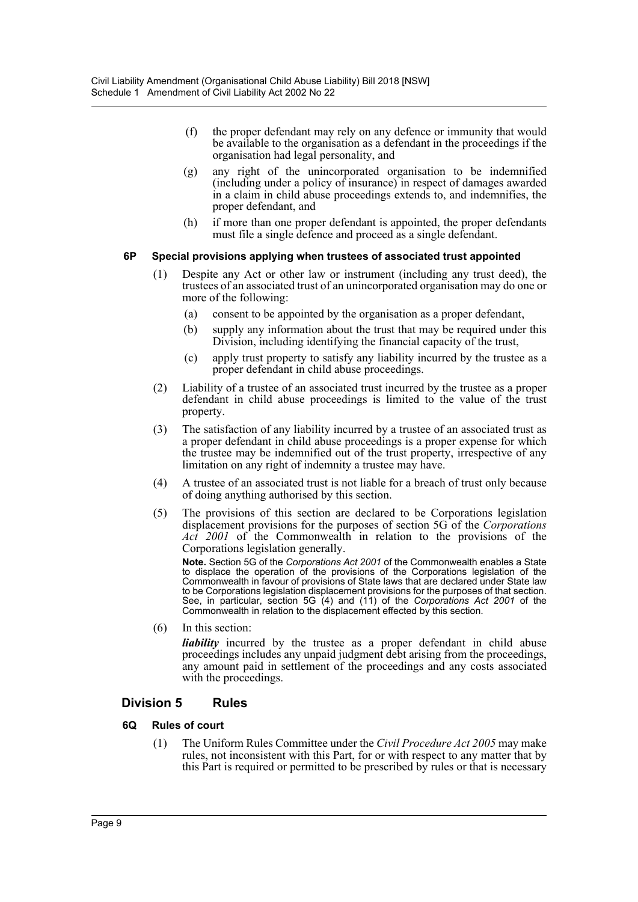(f) the proper defendant may rely on any defence or immunity that would be available to the organisation as a defendant in the proceedings if the organisation had legal personality, and

(g) any right of the unincorporated organisation to be indemnified (including under a policy of insurance) in respect of damages awarded in a claim in child abuse proceedings extends to, and indemnifies, the proper defendant, and

(h) if more than one proper defendant is appointed, the proper defendants must file a single defence and proceed as a single defendant.

#### 6P Special provisions applying when trustees of associated trust appointed

(1) Despite any Act or other law or instrument (including any trust deed), the trustees of an associated trust of an unincorporated organisation may do one or more of the following:

(a) consent to be appointed by the organisation as a proper defendant,

(b) supply any information about the trust that may be required under this Division, including identifying the financial capacity of the trust,

(c) apply trust property to satisfy any liability incurred by the trustee as a proper defendant in child abuse proceedings.

(2) Liability of a trustee of an associated trust incurred by the trustee as a proper defendant in child abuse proceedings is limited to the value of the trust property.

(3) The satisfaction of any liability incurred by a trustee of an associated trust as a proper defendant in child abuse proceedings is a proper expense for which the trustee may be indemnified out of the trust property, irrespective of any limitation on any right of indemnity a trustee may have.

(4) A trustee of an associated trust is not liable for a breach of trust only because of doing anything authorised by this section.

(5) The provisions of this section are declared to be Corporations legislation displacement provisions for the purposes of section 5G of the *Corporations Act 2001* of the Commonwealth in relation to the provisions of the Corporations legislation generally.

**Note.** Section 5G of the *Corporations Act 2001* of the Commonwealth enables a State to displace the operation of the provisions of the Corporations legislation of the Commonwealth in favour of provisions of State laws that are declared under State law to be Corporations legislation displacement provisions for the purposes of that section. See, in particular, section 5G (4) and (11) of the *Corporations Act 2001* of the Commonwealth in relation to the displacement effected by this section.

(6) In this section:

***liability*** incurred by the trustee as a proper defendant in child abuse proceedings includes any unpaid judgment debt arising from the proceedings, any amount paid in settlement of the proceedings and any costs associated with the proceedings.

### Division 5 Rules

#### 6Q Rules of court

(1) The Uniform Rules Committee under the *Civil Procedure Act 2005* may make rules, not inconsistent with this Part, for or with respect to any matter that by this Part is required or permitted to be prescribed by rules or that is necessary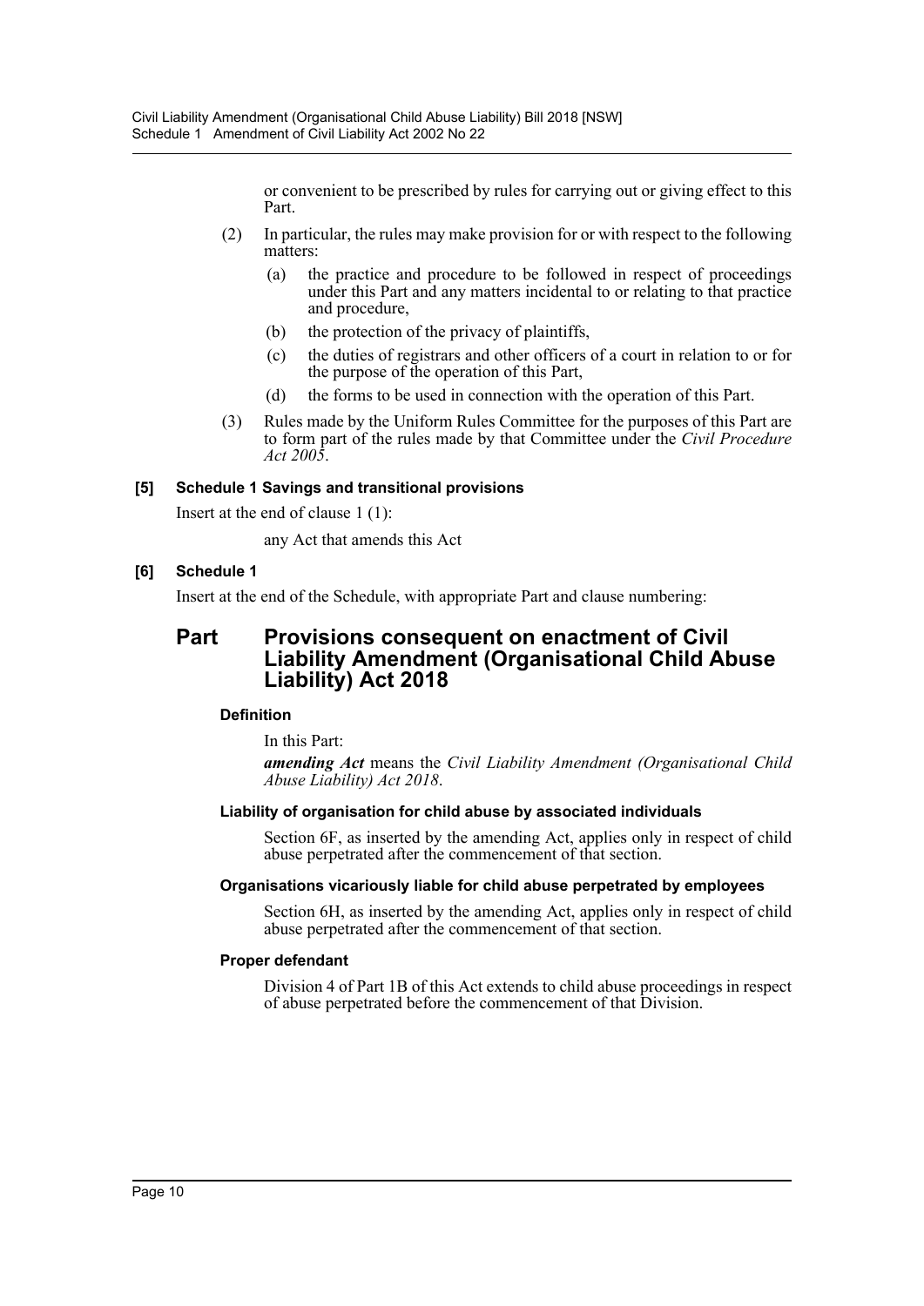or convenient to be prescribed by rules for carrying out or giving effect to this Part.

(2) In particular, the rules may make provision for or with respect to the following matters:

(a) the practice and procedure to be followed in respect of proceedings under this Part and any matters incidental to or relating to that practice and procedure,

(b) the protection of the privacy of plaintiffs,

(c) the duties of registrars and other officers of a court in relation to or for the purpose of the operation of this Part,

(d) the forms to be used in connection with the operation of this Part.

(3) Rules made by the Uniform Rules Committee for the purposes of this Part are to form part of the rules made by that Committee under the *Civil Procedure Act 2005*.

**[5] Schedule 1 Savings and transitional provisions**

Insert at the end of clause 1 (1):

any Act that amends this Act

**[6] Schedule 1**

Insert at the end of the Schedule, with appropriate Part and clause numbering:

## Part Provisions consequent on enactment of Civil Liability Amendment (Organisational Child Abuse Liability) Act 2018

#### Definition

In this Part:

***amending Act*** means the *Civil Liability Amendment (Organisational Child Abuse Liability) Act 2018*.

#### Liability of organisation for child abuse by associated individuals

Section 6F, as inserted by the amending Act, applies only in respect of child abuse perpetrated after the commencement of that section.

#### Organisations vicariously liable for child abuse perpetrated by employees

Section 6H, as inserted by the amending Act, applies only in respect of child abuse perpetrated after the commencement of that section.

#### Proper defendant

Division 4 of Part 1B of this Act extends to child abuse proceedings in respect of abuse perpetrated before the commencement of that Division.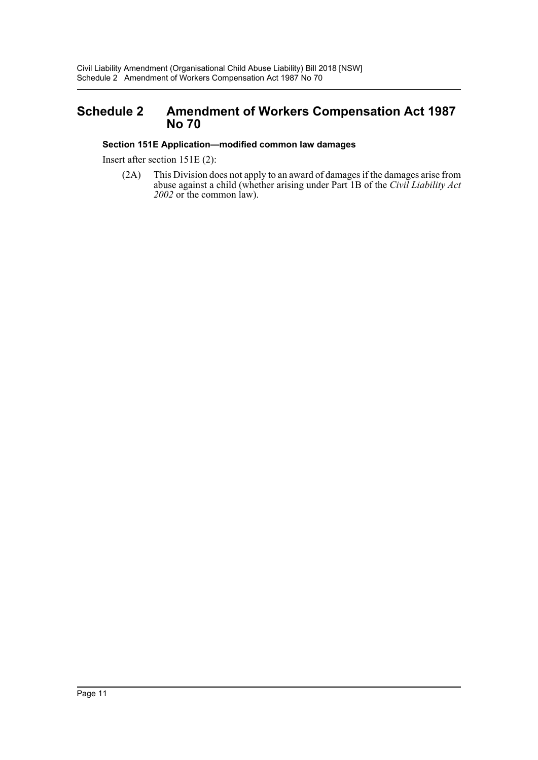# Schedule 2 Amendment of Workers Compensation Act 1987 No 70

**Section 151E Application—modified common law damages**

Insert after section 151E (2):

(2A) This Division does not apply to an award of damages if the damages arise from abuse against a child (whether arising under Part 1B of the *Civil Liability Act 2002* or the common law).